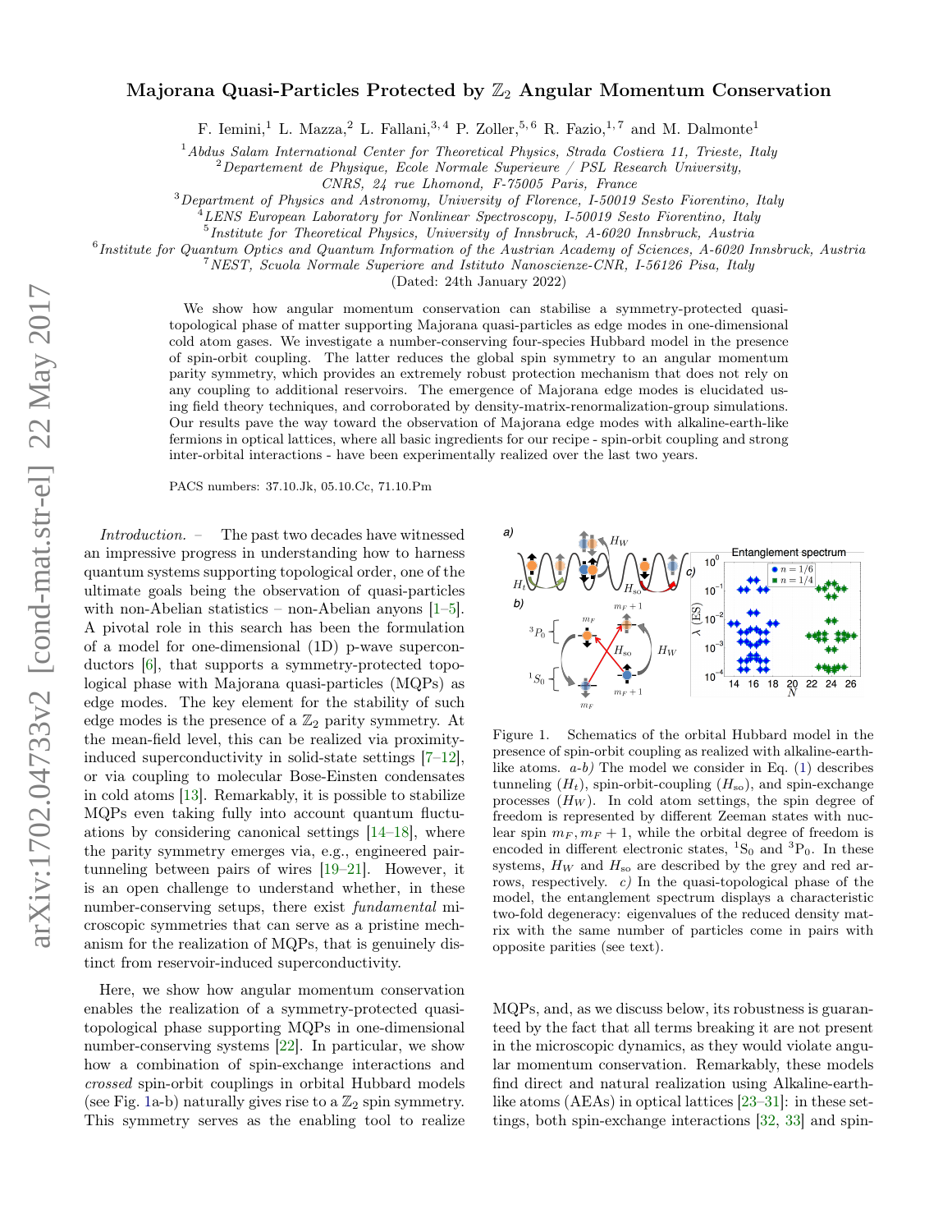# Majorana Quasi-Particles Protected by $\mathbb{Z}_2$ Angular Momentum Conservation

F. Iemini,[1] L. Mazza,[2] L. Fallani,[3,4] P. Zoller,[5,6] R. Fazio,[1,7] and M. Dalmonte[1]

[1] *Abdus Salam International Center for Theoretical Physics, Strada Costiera 11, Trieste, Italy*
[2] *Departement de Physique, Ecole Normale Superieure / PSL Research University, CNRS, 24 rue Lhomond, F-75005 Paris, France*
[3] *Department of Physics and Astronomy, University of Florence, I-50019 Sesto Fiorentino, Italy*
[4] *LENS European Laboratory for Nonlinear Spectroscopy, I-50019 Sesto Fiorentino, Italy*
[5] *Institute for Theoretical Physics, University of Innsbruck, A-6020 Innsbruck, Austria*
[6] *Institute for Quantum Optics and Quantum Information of the Austrian Academy of Sciences, A-6020 Innsbruck, Austria*
[7] *NEST, Scuola Normale Superiore and Istituto Nanoscienze-CNR, I-56126 Pisa, Italy*

(Dated: 24th January 2022)

We show how angular momentum conservation can stabilise a symmetry-protected quasi-topological phase of matter supporting Majorana quasi-particles as edge modes in one-dimensional cold atom gases. We investigate a number-conserving four-species Hubbard model in the presence of spin-orbit coupling. The latter reduces the global spin symmetry to an angular momentum parity symmetry, which provides an extremely robust protection mechanism that does not rely on any coupling to additional reservoirs. The emergence of Majorana edge modes is elucidated using field theory techniques, and corroborated by density-matrix-renormalization-group simulations. Our results pave the way toward the observation of Majorana edge modes with alkaline-earth-like fermions in optical lattices, where all basic ingredients for our recipe - spin-orbit coupling and strong inter-orbital interactions - have been experimentally realized over the last two years.

PACS numbers: 37.10.Jk, 05.10.Cc, 71.10.Pm

*Introduction.* – The past two decades have witnessed an impressive progress in understanding how to harness quantum systems supporting topological order, one of the ultimate goals being the observation of quasi-particles with non-Abelian statistics – non-Abelian anyons [1–5]. A pivotal role in this search has been the formulation of a model for one-dimensional (1D) p-wave superconductors [6], that supports a symmetry-protected topological phase with Majorana quasi-particles (MQPs) as edge modes. The key element for the stability of such edge modes is the presence of a $\mathbb{Z}_2$ parity symmetry. At the mean-field level, this can be realized via proximity-induced superconductivity in solid-state settings [7–12], or via coupling to molecular Bose-Einsten condensates in cold atoms [13]. Remarkably, it is possible to stabilize MQPs even taking fully into account quantum fluctuations by considering canonical settings [14–18], where the parity symmetry emerges via, e.g., engineered pair-tunneling between pairs of wires [19–21]. However, it is an open challenge to understand whether, in these number-conserving setups, there exist *fundamental* microscopic symmetries that can serve as a pristine mechanism for the realization of MQPs, that is genuinely distinct from reservoir-induced superconductivity.

Here, we show how angular momentum conservation enables the realization of a symmetry-protected quasi-topological phase supporting MQPs in one-dimensional number-conserving systems [22]. In particular, we show how a combination of spin-exchange interactions and *crossed* spin-orbit couplings in orbital Hubbard models (see Fig. 1a-b) naturally gives rise to a $\mathbb{Z}_2$ spin symmetry. This symmetry serves as the enabling tool to realize MQPs, and, as we discuss below, its robustness is guaranteed by the fact that all terms breaking it are not present in the microscopic dynamics, as they would violate angular momentum conservation. Remarkably, these models find direct and natural realization using Alkaline-earth-like atoms (AEAs) in optical lattices [23–31]: in these settings, both spin-exchange interactions [32, 33] and spin-

Figure 1. Schematics of the orbital Hubbard model in the presence of spin-orbit coupling as realized with alkaline-earth-like atoms. *a-b)* The model we consider in Eq. (1) describes tunneling ($H_t$), spin-orbit-coupling ($H_{\rm so}$), and spin-exchange processes ($H_W$). In cold atom settings, the spin degree of freedom is represented by different Zeeman states with nuclear spin $m_F, m_F+1$, while the orbital degree of freedom is encoded in different electronic states, $^1$S$_0$ and $^3$P$_0$. In these systems, $H_W$ and $H_{\rm so}$ are described by the grey and red arrows, respectively. *c)* In the quasi-topological phase of the model, the entanglement spectrum displays a characteristic two-fold degeneracy: eigenvalues of the reduced density matrix with the same number of particles come in pairs with opposite parities (see text).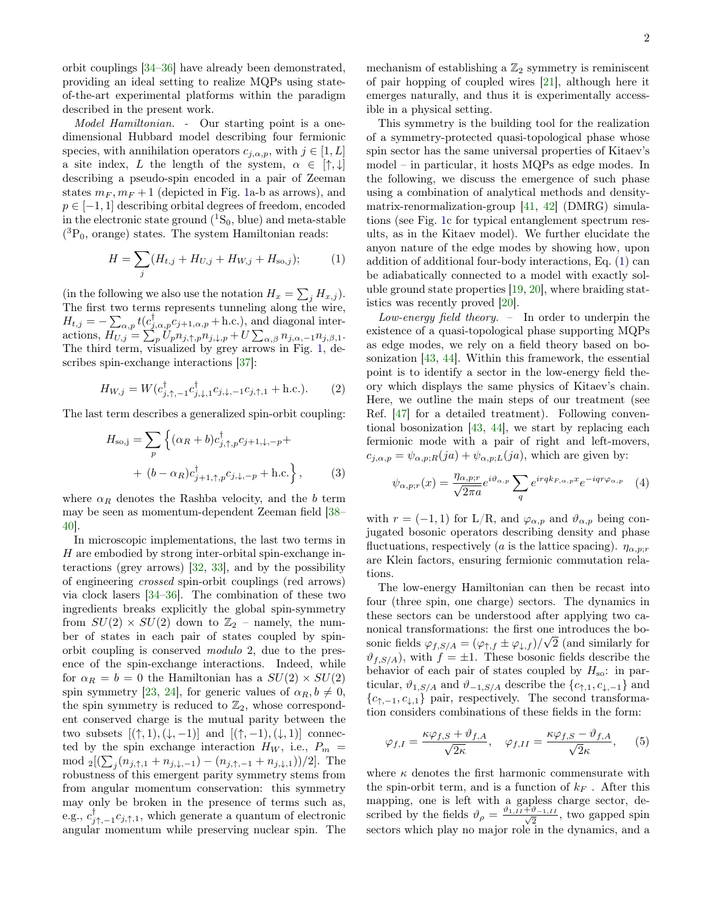orbit couplings [34–36] have already been demonstrated, providing an ideal setting to realize MQPs using state-of-the-art experimental platforms within the paradigm described in the present work.

*Model Hamiltonian.* - Our starting point is a one-dimensional Hubbard model describing four fermionic species, with annihilation operators $c_{j,\alpha,p}$, with $j \in [1, L]$ a site index, $L$ the length of the system, $\alpha \in [\uparrow, \downarrow]$ describing a pseudo-spin encoded in a pair of Zeeman states $m_F, m_F + 1$ (depicted in Fig. 1a-b as arrows), and $p \in [-1, 1]$ describing orbital degrees of freedom, encoded in the electronic state ground ($^1$S$_0$, blue) and meta-stable ($^3$P$_0$, orange) states. The system Hamiltonian reads:

$$H = \sum_j (H_{t,j} + H_{U,j} + H_{W,j} + H_{\text{so},j}); \qquad (1)$$

(in the following we also use the notation $H_x = \sum_j H_{x,j}$). The first two terms represents tunneling along the wire, $H_{t,j} = -\sum_{\alpha,p} t(c^\dagger_{j,\alpha,p} c_{j+1,\alpha,p} + \text{h.c.})$, and diagonal interactions, $H_{U,j} = \sum_p U_p n_{j,\uparrow,p} n_{j,\downarrow,p} + U \sum_{\alpha,\beta} n_{j,\alpha,-1} n_{j,\beta,1}$. The third term, visualized by grey arrows in Fig. 1, describes spin-exchange interactions [37]:

$$H_{W,j} = W(c^\dagger_{j,\uparrow,-1} c^\dagger_{j,\downarrow,1} c_{j,\downarrow,-1} c_{j,\uparrow,1} + \text{h.c.}). \qquad (2)$$

The last term describes a generalized spin-orbit coupling:

$$H_{\text{so,j}} = \sum_p \Big\{ (\alpha_R + b) c^\dagger_{j,\uparrow,p} c_{j+1,\downarrow,-p} + \\ + \ (b - \alpha_R) c^\dagger_{j+1,\uparrow,p} c_{j,\downarrow,-p} + \text{h.c.} \Big\}, \qquad (3)$$

where $\alpha_R$ denotes the Rashba velocity, and the $b$ term may be seen as momentum-dependent Zeeman field [38–40].

In microscopic implementations, the last two terms in $H$ are embodied by strong inter-orbital spin-exchange interactions (grey arrows) [32, 33], and by the possibility of engineering *crossed* spin-orbit couplings (red arrows) via clock lasers [34–36]. The combination of these two ingredients breaks explicitly the global spin-symmetry from $SU(2) \times SU(2)$ down to $\mathbb{Z}_2$ – namely, the number of states in each pair of states coupled by spin-orbit coupling is conserved *modulo* 2, due to the presence of the spin-exchange interactions. Indeed, while for $\alpha_R = b = 0$ the Hamiltonian has a $SU(2) \times SU(2)$ spin symmetry [23, 24], for generic values of $\alpha_R, b \neq 0$, the spin symmetry is reduced to $\mathbb{Z}_2$, whose correspondent conserved charge is the mutual parity between the two subsets $[(\uparrow, 1), (\downarrow, -1)]$ and $[(\uparrow, -1), (\downarrow, 1)]$ connected by the spin exchange interaction $H_W$, i.e., $P_m = \text{mod}_2[(\sum_j (n_{j,\uparrow,1} + n_{j,\downarrow,-1}) - (n_{j,\uparrow,-1} + n_{j,\downarrow,1}))/2]$. The robustness of this emergent parity symmetry stems from from angular momentum conservation: this symmetry may only be broken in the presence of terms such as, e.g., $c^\dagger_{j\uparrow,-1} c_{j,\uparrow,1}$, which generate a quantum of electronic angular momentum while preserving nuclear spin. The mechanism of establishing a $\mathbb{Z}_2$ symmetry is reminiscent of pair hopping of coupled wires [21], although here it emerges naturally, and thus it is experimentally accessible in a physical setting.

This symmetry is the building tool for the realization of a symmetry-protected quasi-topological phase whose spin sector has the same universal properties of Kitaev's model – in particular, it hosts MQPs as edge modes. In the following, we discuss the emergence of such phase using a combination of analytical methods and density-matrix-renormalization-group [41, 42] (DMRG) simulations (see Fig. 1c for typical entanglement spectrum results, as in the Kitaev model). We further elucidate the anyon nature of the edge modes by showing how, upon addition of additional four-body interactions, Eq. (1) can be adiabatically connected to a model with exactly soluble ground state properties [19, 20], where braiding statistics was recently proved [20].

*Low-energy field theory.* – In order to underpin the existence of a quasi-topological phase supporting MQPs as edge modes, we rely on a field theory based on bosonization [43, 44]. Within this framework, the essential point is to identify a sector in the low-energy field theory which displays the same physics of Kitaev's chain. Here, we outline the main steps of our treatment (see Ref. [47] for a detailed treatment). Following conventional bosonization [43, 44], we start by replacing each fermionic mode with a pair of right and left-movers, $c_{j,\alpha,p} = \psi_{\alpha,p;R}(ja) + \psi_{\alpha,p;L}(ja)$, which are given by:

$$\psi_{\alpha,p;r}(x) = \frac{\eta_{\alpha,p;r}}{\sqrt{2\pi a}} e^{i\vartheta_{\alpha,p}} \sum_q e^{irqk_{F,\alpha,p}x} e^{-iqr\varphi_{\alpha,p}} \qquad (4)$$

with $r = (-1, 1)$ for L/R, and $\varphi_{\alpha,p}$ and $\vartheta_{\alpha,p}$ being conjugated bosonic operators describing density and phase fluctuations, respectively ($a$ is the lattice spacing). $\eta_{\alpha,p;r}$ are Klein factors, ensuring fermionic commutation relations.

The low-energy Hamiltonian can then be recast into four (three spin, one charge) sectors. The dynamics in these sectors can be understood after applying two canonical transformations: the first one introduces the bosonic fields $\varphi_{f,S/A} = (\varphi_{\uparrow,f} \pm \varphi_{\downarrow,f})/\sqrt{2}$ (and similarly for $\vartheta_{f,S/A}$), with $f = \pm 1$. These bosonic fields describe the behavior of each pair of states coupled by $H_{\text{so}}$: in particular, $\vartheta_{1,S/A}$ and $\vartheta_{-1,S/A}$ describe the $\{c_{\uparrow,1}, c_{\downarrow,-1}\}$ and $\{c_{\uparrow,-1}, c_{\downarrow,1}\}$ pair, respectively. The second transformation considers combinations of these fields in the form:

$$\varphi_{f,I} = \frac{\kappa \varphi_{f,S} + \vartheta_{f,A}}{\sqrt{2\kappa}}, \quad \varphi_{f,II} = \frac{\kappa \varphi_{f,S} - \vartheta_{f,A}}{\sqrt{2}\kappa}, \qquad (5)$$

where $\kappa$ denotes the first harmonic commensurate with the spin-orbit term, and is a function of $k_F$ . After this mapping, one is left with a gapless charge sector, described by the fields $\vartheta_\rho = \frac{\vartheta_{1,II} + \vartheta_{-1,II}}{\sqrt{2}}$, two gapped spin sectors which play no major role in the dynamics, and a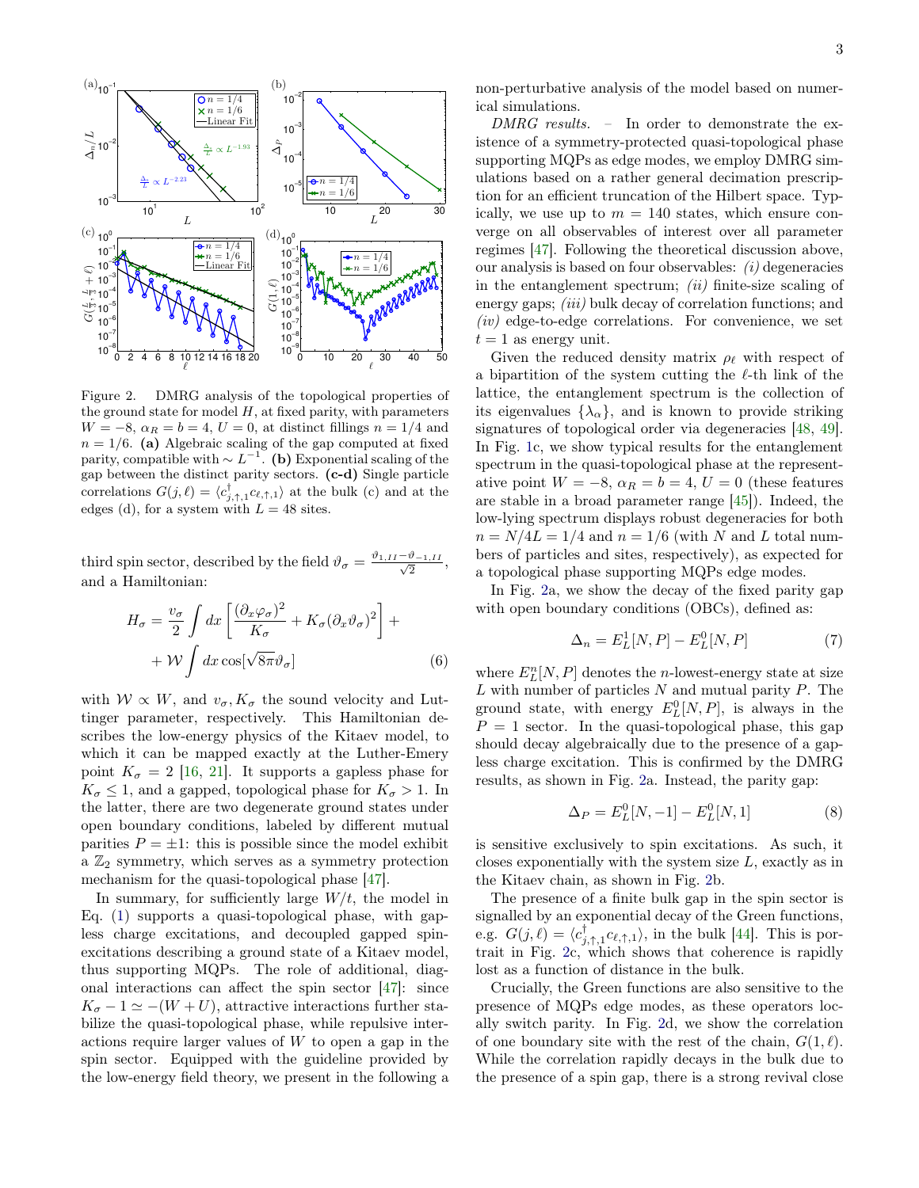Figure 2. DMRG analysis of the topological properties of the ground state for model $H$, at fixed parity, with parameters $W = -8$, $\alpha_R = b = 4$, $U = 0$, at distinct fillings $n = 1/4$ and $n = 1/6$. **(a)** Algebraic scaling of the gap computed at fixed parity, compatible with $\sim L^{-1}$. **(b)** Exponential scaling of the gap between the distinct parity sectors. **(c-d)** Single particle correlations $G(j, \ell) = \langle c^\dagger_{j,\uparrow,1} c_{\ell,\uparrow,1} \rangle$ at the bulk (c) and at the edges (d), for a system with $L = 48$ sites.

third spin sector, described by the field $\vartheta_\sigma = \frac{\vartheta_{1,II} - \vartheta_{-1,II}}{\sqrt{2}}$, and a Hamiltonian:

$$H_\sigma = \frac{v_\sigma}{2} \int dx \left[ \frac{(\partial_x \varphi_\sigma)^2}{K_\sigma} + K_\sigma (\partial_x \vartheta_\sigma)^2 \right] + \\ + \mathcal{W} \int dx \cos[\sqrt{8\pi}\vartheta_\sigma] \tag{6}$$

with $\mathcal{W} \propto W$, and $v_\sigma, K_\sigma$ the sound velocity and Luttinger parameter, respectively. This Hamiltonian describes the low-energy physics of the Kitaev model, to which it can be mapped exactly at the Luther-Emery point $K_\sigma = 2$ [16, 21]. It supports a gapless phase for $K_\sigma \leq 1$, and a gapped, topological phase for $K_\sigma > 1$. In the latter, there are two degenerate ground states under open boundary conditions, labeled by different mutual parities $P = \pm 1$: this is possible since the model exhibit a $\mathbb{Z}_2$ symmetry, which serves as a symmetry protection mechanism for the quasi-topological phase [47].

In summary, for sufficiently large $W/t$, the model in Eq. (1) supports a quasi-topological phase, with gapless charge excitations, and decoupled gapped spin-excitations describing a ground state of a Kitaev model, thus supporting MQPs. The role of additional, diagonal interactions can affect the spin sector [47]: since $K_\sigma - 1 \simeq -(W + U)$, attractive interactions further stabilize the quasi-topological phase, while repulsive interactions require larger values of $W$ to open a gap in the spin sector. Equipped with the guideline provided by the low-energy field theory, we present in the following a non-perturbative analysis of the model based on numerical simulations.

*DMRG results.* – In order to demonstrate the existence of a symmetry-protected quasi-topological phase supporting MQPs as edge modes, we employ DMRG simulations based on a rather general decimation prescription for an efficient truncation of the Hilbert space. Typically, we use up to $m = 140$ states, which ensure converge on all observables of interest over all parameter regimes [47]. Following the theoretical discussion above, our analysis is based on four observables: *(i)* degeneracies in the entanglement spectrum; *(ii)* finite-size scaling of energy gaps; *(iii)* bulk decay of correlation functions; and *(iv)* edge-to-edge correlations. For convenience, we set $t = 1$ as energy unit.

Given the reduced density matrix $\rho_\ell$ with respect of a bipartition of the system cutting the $\ell$-th link of the lattice, the entanglement spectrum is the collection of its eigenvalues $\{\lambda_\alpha\}$, and is known to provide striking signatures of topological order via degeneracies [48, 49]. In Fig. 1c, we show typical results for the entanglement spectrum in the quasi-topological phase at the representative point $W = -8$, $\alpha_R = b = 4$, $U = 0$ (these features are stable in a broad parameter range [45]). Indeed, the low-lying spectrum displays robust degeneracies for both $n = N/4L = 1/4$ and $n = 1/6$ (with $N$ and $L$ total numbers of particles and sites, respectively), as expected for a topological phase supporting MQPs edge modes.

In Fig. 2a, we show the decay of the fixed parity gap with open boundary conditions (OBCs), defined as:

$$\Delta_n = E^1_L[N, P] - E^0_L[N, P] \tag{7}$$

where $E^n_L[N, P]$ denotes the $n$-lowest-energy state at size $L$ with number of particles $N$ and mutual parity $P$. The ground state, with energy $E^0_L[N, P]$, is always in the $P = 1$ sector. In the quasi-topological phase, this gap should decay algebraically due to the presence of a gapless charge excitation. This is confirmed by the DMRG results, as shown in Fig. 2a. Instead, the parity gap:

$$\Delta_P = E^0_L[N, -1] - E^0_L[N, 1] \tag{8}$$

is sensitive exclusively to spin excitations. As such, it closes exponentially with the system size $L$, exactly as in the Kitaev chain, as shown in Fig. 2b.

The presence of a finite bulk gap in the spin sector is signalled by an exponential decay of the Green functions, e.g. $G(j, \ell) = \langle c^\dagger_{j,\uparrow,1} c_{\ell,\uparrow,1} \rangle$, in the bulk [44]. This is portrait in Fig. 2c, which shows that coherence is rapidly lost as a function of distance in the bulk.

Crucially, the Green functions are also sensitive to the presence of MQPs edge modes, as these operators locally switch parity. In Fig. 2d, we show the correlation of one boundary site with the rest of the chain, $G(1, \ell)$. While the correlation rapidly decays in the bulk due to the presence of a spin gap, there is a strong revival close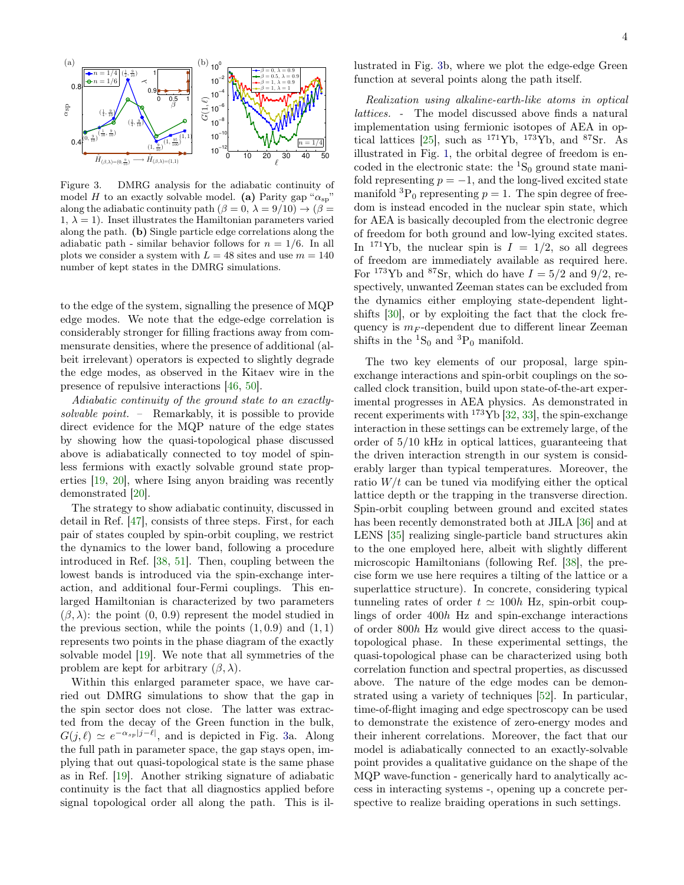Figure 3. DMRG analysis for the adiabatic continuity of model $H$ to an exactly solvable model. **(a)** Parity gap "$\alpha_{\rm sp}$" along the adiabatic continuity path ($\beta = 0$, $\lambda = 9/10$) $\rightarrow$ ($\beta = 1$, $\lambda = 1$). Inset illustrates the Hamiltonian parameters varied along the path. **(b)** Single particle edge correlations along the adiabatic path - similar behavior follows for $n = 1/6$. In all plots we consider a system with $L = 48$ sites and use $m = 140$ number of kept states in the DMRG simulations.

to the edge of the system, signalling the presence of MQP edge modes. We note that the edge-edge correlation is considerably stronger for filling fractions away from commensurate densities, where the presence of additional (albeit irrelevant) operators is expected to slightly degrade the edge modes, as observed in the Kitaev wire in the presence of repulsive interactions [46, 50].

*Adiabatic continuity of the ground state to an exactly-solvable point.* – Remarkably, it is possible to provide direct evidence for the MQP nature of the edge states by showing how the quasi-topological phase discussed above is adiabatically connected to toy model of spinless fermions with exactly solvable ground state properties [19, 20], where Ising anyon braiding was recently demonstrated [20].

The strategy to show adiabatic continuity, discussed in detail in Ref. [47], consists of three steps. First, for each pair of states coupled by spin-orbit coupling, we restrict the dynamics to the lower band, following a procedure introduced in Ref. [38, 51]. Then, coupling between the lowest bands is introduced via the spin-exchange interaction, and additional four-Fermi couplings. This enlarged Hamiltonian is characterized by two parameters $(\beta, \lambda)$: the point $(0, 0.9)$ represent the model studied in the previous section, while the points $(1, 0.9)$ and $(1, 1)$ represents two points in the phase diagram of the exactly solvable model [19]. We note that all symmetries of the problem are kept for arbitrary $(\beta, \lambda)$.

Within this enlarged parameter space, we have carried out DMRG simulations to show that the gap in the spin sector does not close. The latter was extracted from the decay of the Green function in the bulk, $G(j, \ell) \simeq e^{-\alpha_{sp}|j-\ell|}$, and is depicted in Fig. 3a. Along the full path in parameter space, the gap stays open, implying that out quasi-topological state is the same phase as in Ref. [19]. Another striking signature of adiabatic continuity is the fact that all diagnostics applied before signal topological order all along the path. This is illustrated in Fig. 3b, where we plot the edge-edge Green function at several points along the path itself.

*Realization using alkaline-earth-like atoms in optical lattices.* - The model discussed above finds a natural implementation using fermionic isotopes of AEA in optical lattices [25], such as $^{171}$Yb, $^{173}$Yb, and $^{87}$Sr. As illustrated in Fig. 1, the orbital degree of freedom is encoded in the electronic state: the $^1$S$_0$ ground state manifold representing $p = -1$, and the long-lived excited state manifold $^3$P$_0$ representing $p = 1$. The spin degree of freedom is instead encoded in the nuclear spin state, which for AEA is basically decoupled from the electronic degree of freedom for both ground and low-lying excited states. In $^{171}$Yb, the nuclear spin is $I = 1/2$, so all degrees of freedom are immediately available as required here. For $^{173}$Yb and $^{87}$Sr, which do have $I = 5/2$ and $9/2$, respectively, unwanted Zeeman states can be excluded from the dynamics either employing state-dependent light-shifts [30], or by exploiting the fact that the clock frequency is $m_F$-dependent due to different linear Zeeman shifts in the $^1$S$_0$ and $^3$P$_0$ manifold.

The two key elements of our proposal, large spin-exchange interactions and spin-orbit couplings on the so-called clock transition, build upon state-of-the-art experimental progresses in AEA physics. As demonstrated in recent experiments with $^{173}$Yb [32, 33], the spin-exchange interaction in these settings can be extremely large, of the order of 5/10 kHz in optical lattices, guaranteeing that the driven interaction strength in our system is considerably larger than typical temperatures. Moreover, the ratio $W/t$ can be tuned via modifying either the optical lattice depth or the trapping in the transverse direction. Spin-orbit coupling between ground and excited states has been recently demonstrated both at JILA [36] and at LENS [35] realizing single-particle band structures akin to the one employed here, albeit with slightly different microscopic Hamiltonians (following Ref. [38], the precise form we use here requires a tilting of the lattice or a superlattice structure). In concrete, considering typical tunneling rates of order $t \simeq 100h$ Hz, spin-orbit couplings of order $400h$ Hz and spin-exchange interactions of order $800h$ Hz would give direct access to the quasi-topological phase. In these experimental settings, the quasi-topological phase can be characterized using both correlation function and spectral properties, as discussed above. The nature of the edge modes can be demonstrated using a variety of techniques [52]. In particular, time-of-flight imaging and edge spectroscopy can be used to demonstrate the existence of zero-energy modes and their inherent correlations. Moreover, the fact that our model is adiabatically connected to an exactly-solvable point provides a qualitative guidance on the shape of the MQP wave-function - generically hard to analytically access in interacting systems -, opening up a concrete perspective to realize braiding operations in such settings.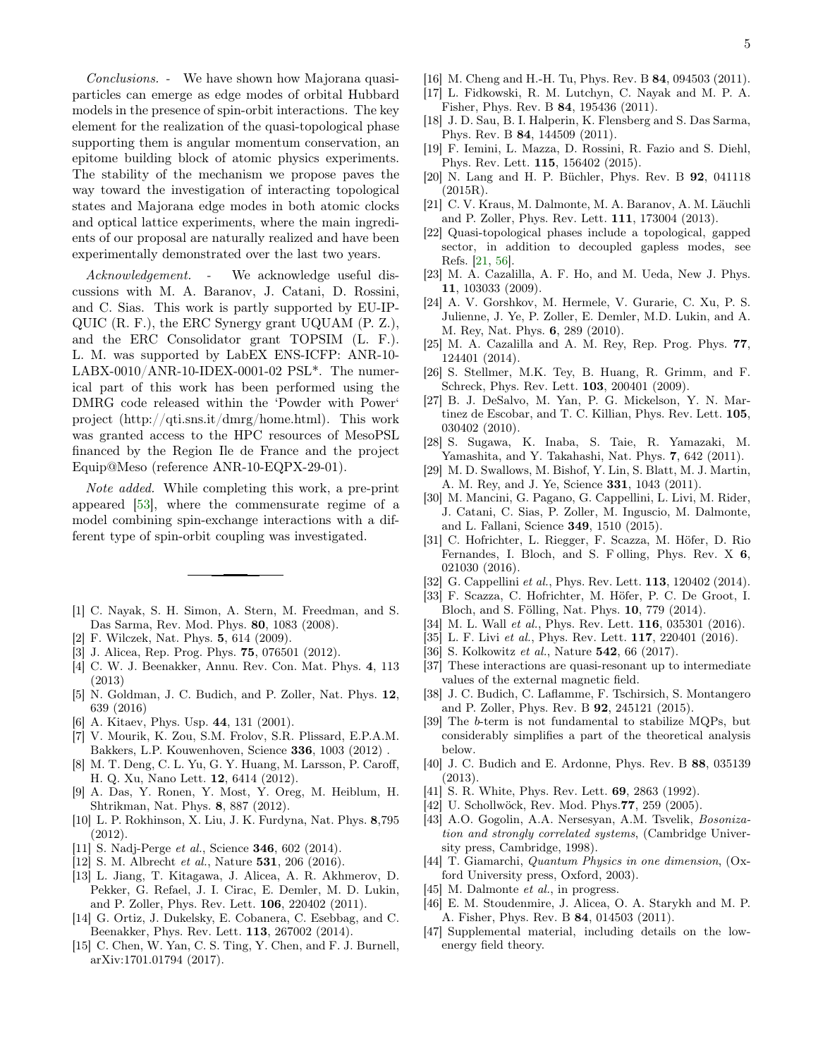*Conclusions.* - We have shown how Majorana quasi-particles can emerge as edge modes of orbital Hubbard models in the presence of spin-orbit interactions. The key element for the realization of the quasi-topological phase supporting them is angular momentum conservation, an epitome building block of atomic physics experiments. The stability of the mechanism we propose paves the way toward the investigation of interacting topological states and Majorana edge modes in both atomic clocks and optical lattice experiments, where the main ingredients of our proposal are naturally realized and have been experimentally demonstrated over the last two years.

*Acknowledgement.* - We acknowledge useful discussions with M. A. Baranov, J. Catani, D. Rossini, and C. Sias. This work is partly supported by EU-IP-QUIC (R. F.), the ERC Synergy grant UQUAM (P. Z.), and the ERC Consolidator grant TOPSIM (L. F.). L. M. was supported by LabEX ENS-ICFP: ANR-10-LABX-0010/ANR-10-IDEX-0001-02 PSL*. The numerical part of this work has been performed using the DMRG code released within the 'Powder with Power' project (http://qti.sns.it/dmrg/home.html). This work was granted access to the HPC resources of MesoPSL financed by the Region Ile de France and the project Equip@Meso (reference ANR-10-EQPX-29-01).

*Note added.* While completing this work, a pre-print appeared [53], where the commensurate regime of a model combining spin-exchange interactions with a different type of spin-orbit coupling was investigated.

---

[1] C. Nayak, S. H. Simon, A. Stern, M. Freedman, and S. Das Sarma, Rev. Mod. Phys. **80**, 1083 (2008).
[2] F. Wilczek, Nat. Phys. **5**, 614 (2009).
[3] J. Alicea, Rep. Prog. Phys. **75**, 076501 (2012).
[4] C. W. J. Beenakker, Annu. Rev. Con. Mat. Phys. **4**, 113 (2013)
[5] N. Goldman, J. C. Budich, and P. Zoller, Nat. Phys. **12**, 639 (2016)
[6] A. Kitaev, Phys. Usp. **44**, 131 (2001).
[7] V. Mourik, K. Zou, S.M. Frolov, S.R. Plissard, E.P.A.M. Bakkers, L.P. Kouwenhoven, Science **336**, 1003 (2012) .
[8] M. T. Deng, C. L. Yu, G. Y. Huang, M. Larsson, P. Caroff, H. Q. Xu, Nano Lett. **12**, 6414 (2012).
[9] A. Das, Y. Ronen, Y. Most, Y. Oreg, M. Heiblum, H. Shtrikman, Nat. Phys. **8**, 887 (2012).
[10] L. P. Rokhinson, X. Liu, J. K. Furdyna, Nat. Phys. **8**,795 (2012).
[11] S. Nadj-Perge *et al.*, Science **346**, 602 (2014).
[12] S. M. Albrecht *et al.*, Nature **531**, 206 (2016).
[13] L. Jiang, T. Kitagawa, J. Alicea, A. R. Akhmerov, D. Pekker, G. Refael, J. I. Cirac, E. Demler, M. D. Lukin, and P. Zoller, Phys. Rev. Lett. **106**, 220402 (2011).
[14] G. Ortiz, J. Dukelsky, E. Cobanera, C. Esebbag, and C. Beenakker, Phys. Rev. Lett. **113**, 267002 (2014).
[15] C. Chen, W. Yan, C. S. Ting, Y. Chen, and F. J. Burnell, arXiv:1701.01794 (2017).
[16] M. Cheng and H.-H. Tu, Phys. Rev. B **84**, 094503 (2011).
[17] L. Fidkowski, R. M. Lutchyn, C. Nayak and M. P. A. Fisher, Phys. Rev. B **84**, 195436 (2011).
[18] J. D. Sau, B. I. Halperin, K. Flensberg and S. Das Sarma, Phys. Rev. B **84**, 144509 (2011).
[19] F. Iemini, L. Mazza, D. Rossini, R. Fazio and S. Diehl, Phys. Rev. Lett. **115**, 156402 (2015).
[20] N. Lang and H. P. Büchler, Phys. Rev. B **92**, 041118 (2015R).
[21] C. V. Kraus, M. Dalmonte, M. A. Baranov, A. M. Läuchli and P. Zoller, Phys. Rev. Lett. **111**, 173004 (2013).
[22] Quasi-topological phases include a topological, gapped sector, in addition to decoupled gapless modes, see Refs. [21, 56].
[23] M. A. Cazalilla, A. F. Ho, and M. Ueda, New J. Phys. **11**, 103033 (2009).
[24] A. V. Gorshkov, M. Hermele, V. Gurarie, C. Xu, P. S. Julienne, J. Ye, P. Zoller, E. Demler, M.D. Lukin, and A. M. Rey, Nat. Phys. **6**, 289 (2010).
[25] M. A. Cazalilla and A. M. Rey, Rep. Prog. Phys. **77**, 124401 (2014).
[26] S. Stellmer, M.K. Tey, B. Huang, R. Grimm, and F. Schreck, Phys. Rev. Lett. **103**, 200401 (2009).
[27] B. J. DeSalvo, M. Yan, P. G. Mickelson, Y. N. Martinez de Escobar, and T. C. Killian, Phys. Rev. Lett. **105**, 030402 (2010).
[28] S. Sugawa, K. Inaba, S. Taie, R. Yamazaki, M. Yamashita, and Y. Takahashi, Nat. Phys. **7**, 642 (2011).
[29] M. D. Swallows, M. Bishof, Y. Lin, S. Blatt, M. J. Martin, A. M. Rey, and J. Ye, Science **331**, 1043 (2011).
[30] M. Mancini, G. Pagano, G. Cappellini, L. Livi, M. Rider, J. Catani, C. Sias, P. Zoller, M. Inguscio, M. Dalmonte, and L. Fallani, Science **349**, 1510 (2015).
[31] C. Hofrichter, L. Riegger, F. Scazza, M. Höfer, D. Rio Fernandes, I. Bloch, and S. F olling, Phys. Rev. X **6**, 021030 (2016).
[32] G. Cappellini *et al.*, Phys. Rev. Lett. **113**, 120402 (2014).
[33] F. Scazza, C. Hofrichter, M. Höfer, P. C. De Groot, I. Bloch, and S. Fölling, Nat. Phys. **10**, 779 (2014).
[34] M. L. Wall *et al.*, Phys. Rev. Lett. **116**, 035301 (2016).
[35] L. F. Livi *et al.*, Phys. Rev. Lett. **117**, 220401 (2016).
[36] S. Kolkowitz *et al.*, Nature **542**, 66 (2017).
[37] These interactions are quasi-resonant up to intermediate values of the external magnetic field.
[38] J. C. Budich, C. Laflamme, F. Tschirsich, S. Montangero and P. Zoller, Phys. Rev. B **92**, 245121 (2015).
[39] The $b$-term is not fundamental to stabilize MQPs, but considerably simplifies a part of the theoretical analysis below.
[40] J. C. Budich and E. Ardonne, Phys. Rev. B **88**, 035139 (2013).
[41] S. R. White, Phys. Rev. Lett. **69**, 2863 (1992).
[42] U. Schollwöck, Rev. Mod. Phys.**77**, 259 (2005).
[43] A.O. Gogolin, A.A. Nersesyan, A.M. Tsvelik, *Bosonization and strongly correlated systems*, (Cambridge University press, Cambridge, 1998).
[44] T. Giamarchi, *Quantum Physics in one dimension*, (Oxford University press, Oxford, 2003).
[45] M. Dalmonte *et al.*, in progress.
[46] E. M. Stoudenmire, J. Alicea, O. A. Starykh and M. P. A. Fisher, Phys. Rev. B **84**, 014503 (2011).
[47] Supplemental material, including details on the low-energy field theory.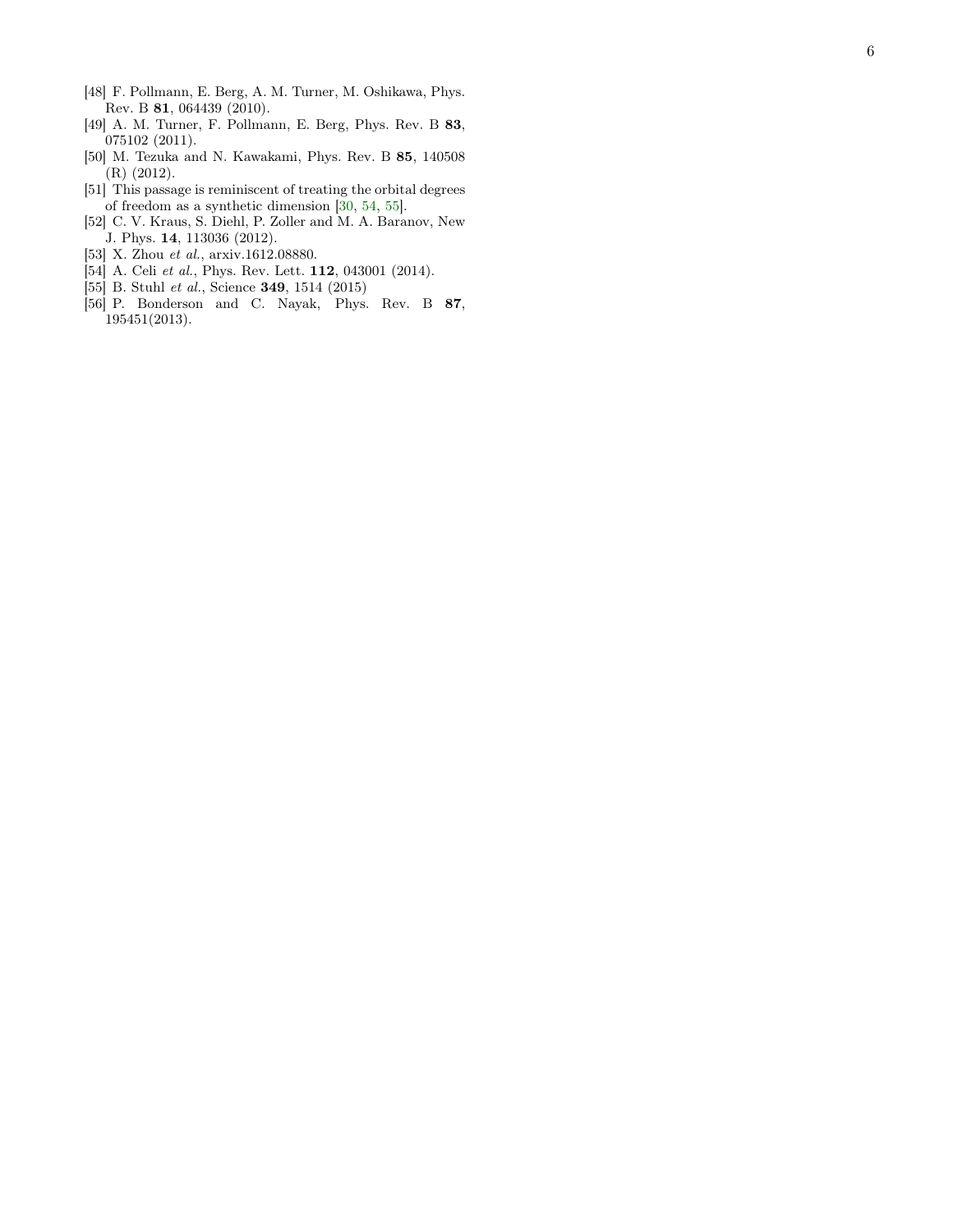[48] F. Pollmann, E. Berg, A. M. Turner, M. Oshikawa, Phys. Rev. B **81**, 064439 (2010).

[49] A. M. Turner, F. Pollmann, E. Berg, Phys. Rev. B **83**, 075102 (2011).

[50] M. Tezuka and N. Kawakami, Phys. Rev. B **85**, 140508 (R) (2012).

[51] This passage is reminiscent of treating the orbital degrees of freedom as a synthetic dimension [30, 54, 55].

[52] C. V. Kraus, S. Diehl, P. Zoller and M. A. Baranov, New J. Phys. **14**, 113036 (2012).

[53] X. Zhou *et al.*, arxiv.1612.08880.

[54] A. Celi *et al.*, Phys. Rev. Lett. **112**, 043001 (2014).

[55] B. Stuhl *et al.*, Science **349**, 1514 (2015)

[56] P. Bonderson and C. Nayak, Phys. Rev. B **87**, 195451(2013).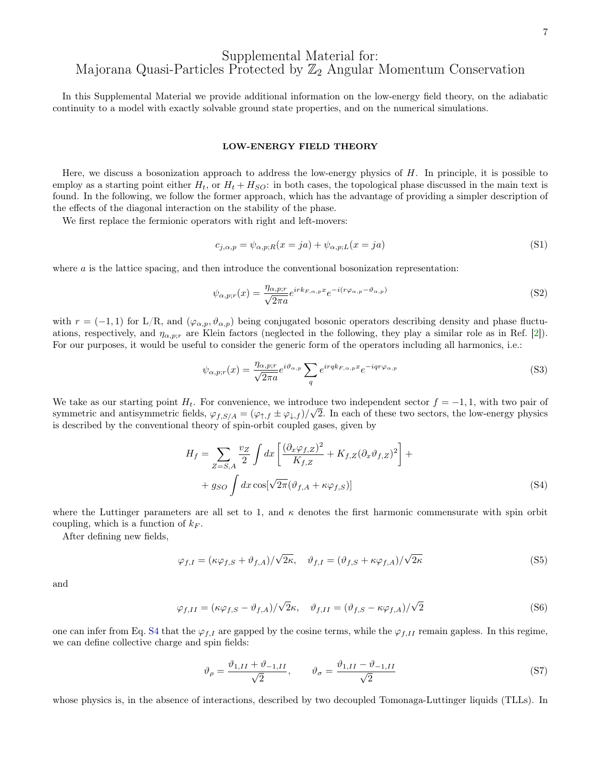// Supplemental Material for:
Majorana Quasi-Particles Protected by $\mathbb{Z}_2$ Angular Momentum Conservation

In this Supplemental Material we provide additional information on the low-energy field theory, on the adiabatic continuity to a model with exactly solvable ground state properties, and on the numerical simulations.

## LOW-ENERGY FIELD THEORY

Here, we discuss a bosonization approach to address the low-energy physics of $H$. In principle, it is possible to employ as a starting point either $H_t$, or $H_t + H_{SO}$: in both cases, the topological phase discussed in the main text is found. In the following, we follow the former approach, which has the advantage of providing a simpler description of the effects of the diagonal interaction on the stability of the phase.

We first replace the fermionic operators with right and left-movers:

$$c_{j,\alpha,p} = \psi_{\alpha,p;R}(x = ja) + \psi_{\alpha,p;L}(x = ja) \tag{S1}$$

where $a$ is the lattice spacing, and then introduce the conventional bosonization representation:

$$\psi_{\alpha,p;r}(x) = \frac{\eta_{\alpha,p;r}}{\sqrt{2\pi a}} e^{irk_{F,\alpha,p}x} e^{-i(r\varphi_{\alpha,p} - \vartheta_{\alpha,p})} \tag{S2}$$

with $r = (-1, 1)$ for L/R, and $(\varphi_{\alpha,p}, \vartheta_{\alpha,p})$ being conjugated bosonic operators describing density and phase fluctuations, respectively, and $\eta_{\alpha,p;r}$ are Klein factors (neglected in the following, they play a similar role as in Ref. [2]). For our purposes, it would be useful to consider the generic form of the operators including all harmonics, i.e.:

$$\psi_{\alpha,p;r}(x) = \frac{\eta_{\alpha,p;r}}{\sqrt{2\pi a}} e^{i\vartheta_{\alpha,p}} \sum_q e^{irqk_{F,\alpha,p}x} e^{-iqr\varphi_{\alpha,p}} \tag{S3}$$

We take as our starting point $H_t$. For convenience, we introduce two independent sector $f = -1, 1$, with two pair of symmetric and antisymmetric fields, $\varphi_{f,S/A} = (\varphi_{\uparrow,f} \pm \varphi_{\downarrow,f})/\sqrt{2}$. In each of these two sectors, the low-energy physics is described by the conventional theory of spin-orbit coupled gases, given by

$$\begin{aligned}
H_f = \sum_{Z=S,A} \frac{v_Z}{2} \int dx \left[ \frac{(\partial_x \varphi_{f,Z})^2}{K_{f,Z}} + K_{f,Z}(\partial_x \vartheta_{f,Z})^2 \right] + \\
+ g_{SO} \int dx \cos[\sqrt{2\pi}(\vartheta_{f,A} + \kappa\varphi_{f,S})]
\end{aligned} \tag{S4}$$

where the Luttinger parameters are all set to 1, and $\kappa$ denotes the first harmonic commensurate with spin orbit coupling, which is a function of $k_F$.

After defining new fields,

$$\varphi_{f,I} = (\kappa\varphi_{f,S} + \vartheta_{f,A})/\sqrt{2\kappa}, \quad \vartheta_{f,I} = (\vartheta_{f,S} + \kappa\varphi_{f,A})/\sqrt{2\kappa} \tag{S5}$$

and

$$\varphi_{f,II} = (\kappa\varphi_{f,S} - \vartheta_{f,A})/\sqrt{2}\kappa, \quad \vartheta_{f,II} = (\vartheta_{f,S} - \kappa\varphi_{f,A})/\sqrt{2} \tag{S6}$$

one can infer from Eq. S4 that the $\varphi_{f,I}$ are gapped by the cosine terms, while the $\varphi_{f,II}$ remain gapless. In this regime, we can define collective charge and spin fields:

$$\vartheta_\rho = \frac{\vartheta_{1,II} + \vartheta_{-1,II}}{\sqrt{2}}, \qquad \vartheta_\sigma = \frac{\vartheta_{1,II} - \vartheta_{-1,II}}{\sqrt{2}} \tag{S7}$$

whose physics is, in the absence of interactions, described by two decoupled Tomonaga-Luttinger liquids (TLLs). In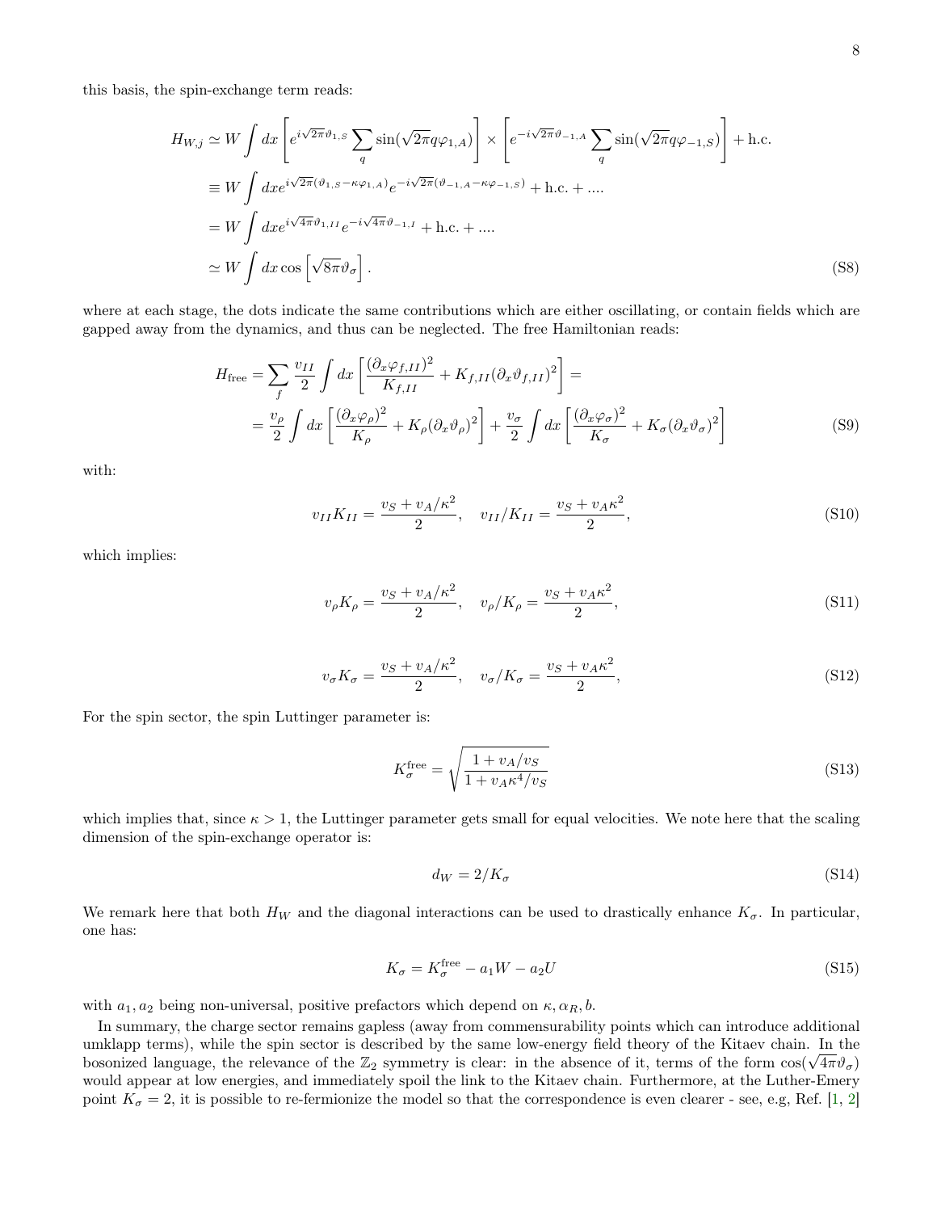this basis, the spin-exchange term reads:

$$
\begin{aligned}
H_{W,j} &\simeq W \int dx \left[ e^{i\sqrt{2\pi}\vartheta_{1,S}} \sum_q \sin(\sqrt{2\pi} q \varphi_{1,A}) \right] \times \left[ e^{-i\sqrt{2\pi}\vartheta_{-1,A}} \sum_q \sin(\sqrt{2\pi} q \varphi_{-1,S}) \right] + \text{h.c.} \\
&\equiv W \int dx e^{i\sqrt{2\pi}(\vartheta_{1,S} - \kappa\varphi_{1,A})} e^{-i\sqrt{2\pi}(\vartheta_{-1,A} - \kappa\varphi_{-1,S})} + \text{h.c.} + .... \\
&= W \int dx e^{i\sqrt{4\pi}\vartheta_{1,II}} e^{-i\sqrt{4\pi}\vartheta_{-1,I}} + \text{h.c.} + .... \\
&\simeq W \int dx \cos\left[\sqrt{8\pi}\vartheta_\sigma\right].
\end{aligned}
\tag{S8}
$$

where at each stage, the dots indicate the same contributions which are either oscillating, or contain fields which are gapped away from the dynamics, and thus can be neglected. The free Hamiltonian reads:

$$
\begin{aligned}
H_{\text{free}} &= \sum_f \frac{v_{II}}{2} \int dx \left[ \frac{(\partial_x \varphi_{f,II})^2}{K_{f,II}} + K_{f,II} (\partial_x \vartheta_{f,II})^2 \right] = \\
&= \frac{v_\rho}{2} \int dx \left[ \frac{(\partial_x \varphi_\rho)^2}{K_\rho} + K_\rho (\partial_x \vartheta_\rho)^2 \right] + \frac{v_\sigma}{2} \int dx \left[ \frac{(\partial_x \varphi_\sigma)^2}{K_\sigma} + K_\sigma (\partial_x \vartheta_\sigma)^2 \right]
\end{aligned}
\tag{S9}
$$

with:

$$
v_{II} K_{II} = \frac{v_S + v_A/\kappa^2}{2}, \quad v_{II}/K_{II} = \frac{v_S + v_A \kappa^2}{2}, \tag{S10}
$$

which implies:

$$
v_\rho K_\rho = \frac{v_S + v_A/\kappa^2}{2}, \quad v_\rho/K_\rho = \frac{v_S + v_A \kappa^2}{2}, \tag{S11}
$$

$$
v_\sigma K_\sigma = \frac{v_S + v_A/\kappa^2}{2}, \quad v_\sigma/K_\sigma = \frac{v_S + v_A \kappa^2}{2}, \tag{S12}
$$

For the spin sector, the spin Luttinger parameter is:

$$
K_\sigma^{\text{free}} = \sqrt{\frac{1 + v_A/v_S}{1 + v_A \kappa^4/v_S}} \tag{S13}
$$

which implies that, since $\kappa > 1$, the Luttinger parameter gets small for equal velocities. We note here that the scaling dimension of the spin-exchange operator is:

$$
d_W = 2/K_\sigma \tag{S14}
$$

We remark here that both $H_W$ and the diagonal interactions can be used to drastically enhance $K_\sigma$. In particular, one has:

$$
K_\sigma = K_\sigma^{\text{free}} - a_1 W - a_2 U \tag{S15}
$$

with $a_1, a_2$ being non-universal, positive prefactors which depend on $\kappa, \alpha_R, b$.

In summary, the charge sector remains gapless (away from commensurability points which can introduce additional umklapp terms), while the spin sector is described by the same low-energy field theory of the Kitaev chain. In the bosonized language, the relevance of the $\mathbb{Z}_2$ symmetry is clear: in the absence of it, terms of the form $\cos(\sqrt{4\pi}\vartheta_\sigma)$ would appear at low energies, and immediately spoil the link to the Kitaev chain. Furthermore, at the Luther-Emery point $K_\sigma = 2$, it is possible to re-fermionize the model so that the correspondence is even clearer - see, e.g, Ref. [1, 2]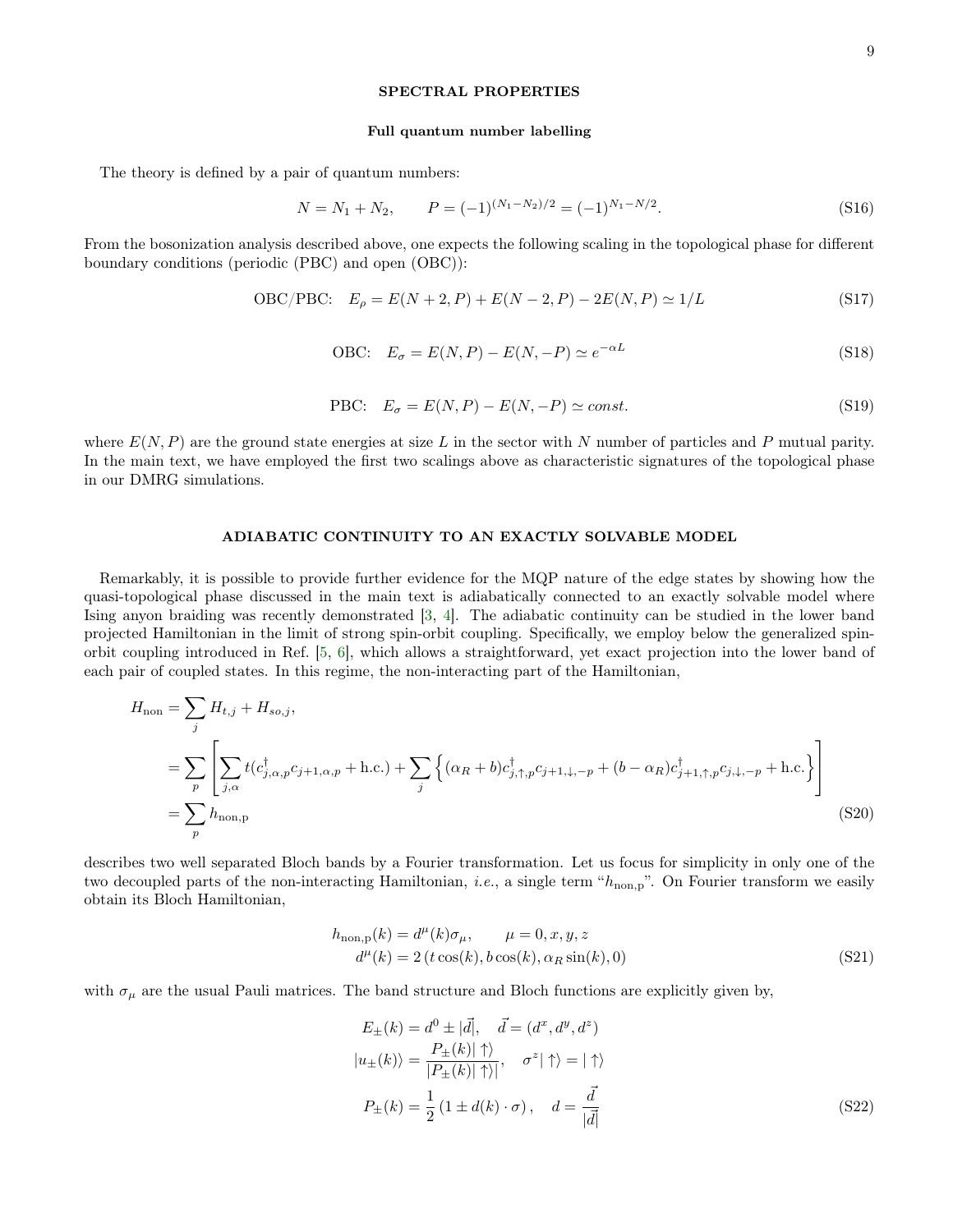## SPECTRAL PROPERTIES

### Full quantum number labelling

The theory is defined by a pair of quantum numbers:

$$N = N_1 + N_2, \qquad P = (-1)^{(N_1-N_2)/2} = (-1)^{N_1-N/2}. \tag{S16}$$

From the bosonization analysis described above, one expects the following scaling in the topological phase for different boundary conditions (periodic (PBC) and open (OBC)):

$$\text{OBC/PBC:} \quad E_\rho = E(N+2,P) + E(N-2,P) - 2E(N,P) \simeq 1/L \tag{S17}$$

$$\text{OBC:} \quad E_\sigma = E(N,P) - E(N,-P) \simeq e^{-\alpha L} \tag{S18}$$

$$\text{PBC:} \quad E_\sigma = E(N,P) - E(N,-P) \simeq const. \tag{S19}$$

where $E(N,P)$ are the ground state energies at size $L$ in the sector with $N$ number of particles and $P$ mutual parity. In the main text, we have employed the first two scalings above as characteristic signatures of the topological phase in our DMRG simulations.

## ADIABATIC CONTINUITY TO AN EXACTLY SOLVABLE MODEL

Remarkably, it is possible to provide further evidence for the MQP nature of the edge states by showing how the quasi-topological phase discussed in the main text is adiabatically connected to an exactly solvable model where Ising anyon braiding was recently demonstrated [3, 4]. The adiabatic continuity can be studied in the lower band projected Hamiltonian in the limit of strong spin-orbit coupling. Specifically, we employ below the generalized spin-orbit coupling introduced in Ref. [5, 6], which allows a straightforward, yet exact projection into the lower band of each pair of coupled states. In this regime, the non-interacting part of the Hamiltonian,

$$\begin{aligned}
H_{\text{non}} &= \sum_j H_{t,j} + H_{so,j}, \\
&= \sum_p \left[ \sum_{j,\alpha} t(c^\dagger_{j,\alpha,p} c_{j+1,\alpha,p} + \text{h.c.}) + \sum_j \left\{ (\alpha_R + b) c^\dagger_{j,\uparrow,p} c_{j+1,\downarrow,-p} + (b - \alpha_R) c^\dagger_{j+1,\uparrow,p} c_{j,\downarrow,-p} + \text{h.c.} \right\} \right] \\
&= \sum_p h_{\text{non,p}}
\end{aligned} \tag{S20}$$

describes two well separated Bloch bands by a Fourier transformation. Let us focus for simplicity in only one of the two decoupled parts of the non-interacting Hamiltonian, *i.e.*, a single term "$h_{\text{non,p}}$". On Fourier transform we easily obtain its Bloch Hamiltonian,

$$\begin{aligned}
h_{\text{non,p}}(k) &= d^\mu(k)\sigma_\mu, \qquad \mu = 0, x, y, z \\
d^\mu(k) &= 2\left(t\cos(k), b\cos(k), \alpha_R \sin(k), 0\right)
\end{aligned} \tag{S21}$$

with $\sigma_\mu$ are the usual Pauli matrices. The band structure and Bloch functions are explicitly given by,

$$\begin{aligned}
E_\pm(k) &= d^0 \pm |\vec{d}|, \quad \vec{d} = (d^x, d^y, d^z) \\
|u_\pm(k)\rangle &= \frac{P_\pm(k)|\uparrow\rangle}{|P_\pm(k)|\uparrow\rangle|}, \quad \sigma^z|\uparrow\rangle = |\uparrow\rangle \\
P_\pm(k) &= \frac{1}{2}\left(1 \pm d(k)\cdot\sigma\right), \quad d = \frac{\vec{d}}{|\vec{d}|}
\end{aligned} \tag{S22}$$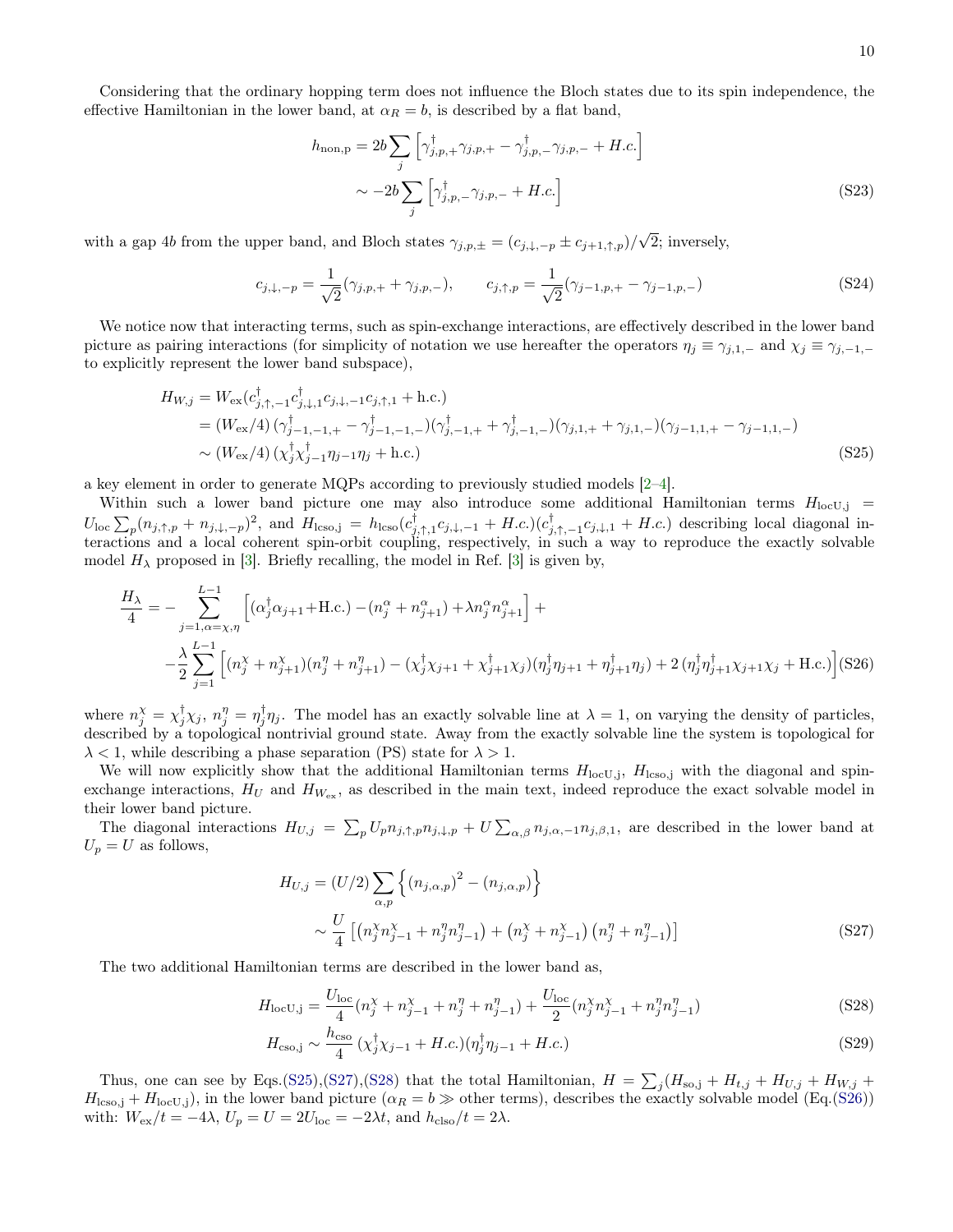Considering that the ordinary hopping term does not influence the Bloch states due to its spin independence, the effective Hamiltonian in the lower band, at $\alpha_R = b$, is described by a flat band,

$$
\begin{aligned}
h_{\rm non,p} &= 2b \sum_j \left[\gamma^\dagger_{j,p,+}\gamma_{j,p,+} - \gamma^\dagger_{j,p,-}\gamma_{j,p,-} + H.c.\right] \\
&\sim -2b \sum_j \left[\gamma^\dagger_{j,p,-}\gamma_{j,p,-} + H.c.\right]
\end{aligned}
\tag{S23}
$$

with a gap $4b$ from the upper band, and Bloch states $\gamma_{j,p,\pm} = (c_{j,\downarrow,-p} \pm c_{j+1,\uparrow,p})/\sqrt{2}$; inversely,

$$
c_{j,\downarrow,-p} = \frac{1}{\sqrt{2}}(\gamma_{j,p,+} + \gamma_{j,p,-}), \qquad c_{j,\uparrow,p} = \frac{1}{\sqrt{2}}(\gamma_{j-1,p,+} - \gamma_{j-1,p,-})
\tag{S24}
$$

We notice now that interacting terms, such as spin-exchange interactions, are effectively described in the lower band picture as pairing interactions (for simplicity of notation we use hereafter the operators $\eta_j \equiv \gamma_{j,1,-}$ and $\chi_j \equiv \gamma_{j,-1,-}$ to explicitly represent the lower band subspace),

$$
\begin{aligned}
H_{W,j} &= W_{\rm ex}(c^\dagger_{j,\uparrow,-1}c^\dagger_{j,\downarrow,1}c_{j,\downarrow,-1}c_{j,\uparrow,1} + {\rm h.c.}) \\
&= (W_{\rm ex}/4)\,(\gamma^\dagger_{j-1,-1,+} - \gamma^\dagger_{j-1,-1,-})(\gamma^\dagger_{j,-1,+} + \gamma^\dagger_{j,-1,-})(\gamma_{j,1,+} + \gamma_{j,1,-})(\gamma_{j-1,1,+} - \gamma_{j-1,1,-}) \\
&\sim (W_{\rm ex}/4)\,(\chi^\dagger_j \chi^\dagger_{j-1}\eta_{j-1}\eta_j + {\rm h.c.})
\end{aligned}
\tag{S25}
$$

a key element in order to generate MQPs according to previously studied models [2–4].

Within such a lower band picture one may also introduce some additional Hamiltonian terms $H_{\rm locU,j} = U_{\rm loc}\sum_p (n_{j,\uparrow,p} + n_{j,\downarrow,-p})^2$, and $H_{\rm lcso,j} = h_{\rm lcso}(c^\dagger_{j,\uparrow,1}c_{j,\downarrow,-1} + H.c.)(c^\dagger_{j,\uparrow,-1}c_{j,\downarrow,1} + H.c.)$ describing local diagonal interactions and a local coherent spin-orbit coupling, respectively, in such a way to reproduce the exactly solvable model $H_\lambda$ proposed in [3]. Briefly recalling, the model in Ref. [3] is given by,

$$
\begin{aligned}
\frac{H_\lambda}{4} = &-\sum_{j=1,\alpha=\chi,\eta}^{L-1}\left[(\alpha^\dagger_j\alpha_{j+1} + {\rm H.c.}) - (n^\alpha_j + n^\alpha_{j+1}) + \lambda n^\alpha_j n^\alpha_{j+1}\right] + \\
&-\frac{\lambda}{2}\sum_{j=1}^{L-1}\left[(n^\chi_j + n^\chi_{j+1})(n^\eta_j + n^\eta_{j+1}) - (\chi^\dagger_j\chi_{j+1} + \chi^\dagger_{j+1}\chi_j)(\eta^\dagger_j\eta_{j+1} + \eta^\dagger_{j+1}\eta_j) + 2\,(\eta^\dagger_j\eta^\dagger_{j+1}\chi_{j+1}\chi_j + {\rm H.c.})\right]
\end{aligned}
\tag{S26}
$$

where $n^\chi_j = \chi^\dagger_j\chi_j$, $n^\eta_j = \eta^\dagger_j\eta_j$. The model has an exactly solvable line at $\lambda = 1$, on varying the density of particles, described by a topological nontrivial ground state. Away from the exactly solvable line the system is topological for $\lambda < 1$, while describing a phase separation (PS) state for $\lambda > 1$.

We will now explicitly show that the additional Hamiltonian terms $H_{\rm locU,j}$, $H_{\rm lcso,j}$ with the diagonal and spin-exchange interactions, $H_U$ and $H_{W_{\rm ex}}$, as described in the main text, indeed reproduce the exact solvable model in their lower band picture.

The diagonal interactions $H_{U,j} = \sum_p U_p n_{j,\uparrow,p}n_{j,\downarrow,p} + U\sum_{\alpha,\beta} n_{j,\alpha,-1}n_{j,\beta,1}$, are described in the lower band at $U_p = U$ as follows,

$$
\begin{aligned}
H_{U,j} &= (U/2)\sum_{\alpha,p}\left\{(n_{j,\alpha,p})^2 - (n_{j,\alpha,p})\right\} \\
&\sim \frac{U}{4}\left[(n^\chi_j n^\chi_{j-1} + n^\eta_j n^\eta_{j-1}) + (n^\chi_j + n^\chi_{j-1})(n^\eta_j + n^\eta_{j-1})\right]
\end{aligned}
\tag{S27}
$$

The two additional Hamiltonian terms are described in the lower band as,

$$
H_{\rm locU,j} = \frac{U_{\rm loc}}{4}(n^\chi_j + n^\chi_{j-1} + n^\eta_j + n^\eta_{j-1}) + \frac{U_{\rm loc}}{2}(n^\chi_j n^\chi_{j-1} + n^\eta_j n^\eta_{j-1})
\tag{S28}
$$

$$
H_{\rm cso,j} \sim \frac{h_{\rm cso}}{4}\,(\chi^\dagger_j\chi_{j-1} + H.c.)(\eta^\dagger_j\eta_{j-1} + H.c.)
\tag{S29}
$$

Thus, one can see by Eqs.(S25),(S27),(S28) that the total Hamiltonian, $H = \sum_j (H_{\rm so,j} + H_{t,j} + H_{U,j} + H_{W,j} + H_{\rm lcso,j} + H_{\rm locU,j})$, in the lower band picture ($\alpha_R = b \gg$ other terms), describes the exactly solvable model (Eq.(S26)) with: $W_{\rm ex}/t = -4\lambda$, $U_p = U = 2U_{\rm loc} = -2\lambda t$, and $h_{\rm clso}/t = 2\lambda$.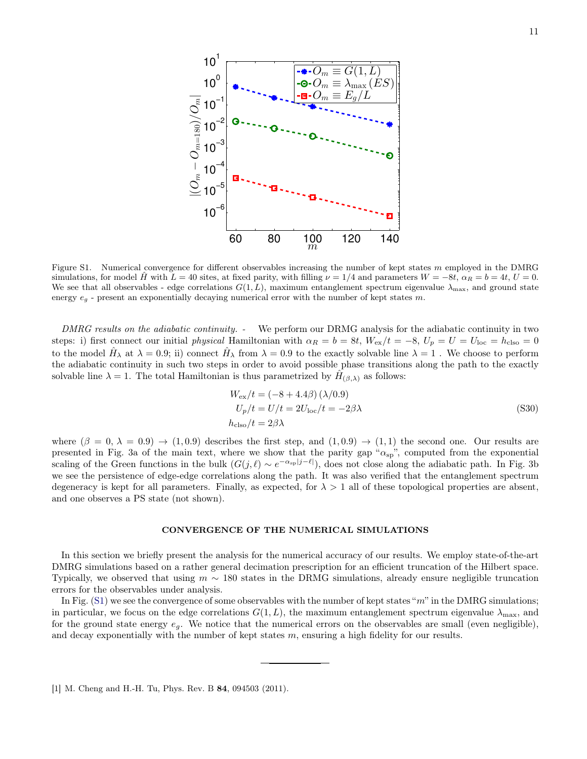Figure S1. Numerical convergence for different observables increasing the number of kept states $m$ employed in the DMRG simulations, for model $\hat{H}$ with $L = 40$ sites, at fixed parity, with filling $\nu = 1/4$ and parameters $W = -8t$, $\alpha_R = b = 4t$, $U = 0$. We see that all observables - edge correlations $G(1, L)$, maximum entanglement spectrum eigenvalue $\lambda_{\max}$, and ground state energy $e_g$ - present an exponentially decaying numerical error with the number of kept states $m$.

*DMRG results on the adiabatic continuity.* - We perform our DRMG analysis for the adiabatic continuity in two steps: i) first connect our initial *physical* Hamiltonian with $\alpha_R = b = 8t$, $W_{\rm ex}/t = -8$, $U_p = U = U_{\rm loc} = h_{\rm clso} = 0$ to the model $\hat{H}_\lambda$ at $\lambda = 0.9$; ii) connect $\hat{H}_\lambda$ from $\lambda = 0.9$ to the exactly solvable line $\lambda = 1$ . We choose to perform the adiabatic continuity in such two steps in order to avoid possible phase transitions along the path to the exactly solvable line $\lambda = 1$. The total Hamiltonian is thus parametrized by $\hat{H}_{(\beta,\lambda)}$ as follows:

$$
\begin{aligned}
W_{\rm ex}/t &= (-8 + 4.4\beta)\,(\lambda/0.9) \\
U_p/t = U/t &= 2U_{\rm loc}/t = -2\beta\lambda \\
h_{\rm clso}/t &= 2\beta\lambda
\end{aligned}
\tag{S30}
$$

where $(\beta = 0, \lambda = 0.9) \to (1, 0.9)$ describes the first step, and $(1, 0.9) \to (1, 1)$ the second one. Our results are presented in Fig. 3a of the main text, where we show that the parity gap "$\alpha_{\rm sp}$", computed from the exponential scaling of the Green functions in the bulk ($G(j, \ell) \sim e^{-\alpha_{\rm sp}|j-\ell|}$), does not close along the adiabatic path. In Fig. 3b we see the persistence of edge-edge correlations along the path. It was also verified that the entanglement spectrum degeneracy is kept for all parameters. Finally, as expected, for $\lambda > 1$ all of these topological properties are absent, and one observes a PS state (not shown).

## CONVERGENCE OF THE NUMERICAL SIMULATIONS

In this section we briefly present the analysis for the numerical accuracy of our results. We employ state-of-the-art DMRG simulations based on a rather general decimation prescription for an efficient truncation of the Hilbert space. Typically, we observed that using $m \sim 180$ states in the DRMG simulations, already ensure negligible truncation errors for the observables under analysis.

In Fig. (S1) we see the convergence of some observables with the number of kept states "$m$" in the DMRG simulations; in particular, we focus on the edge correlations $G(1, L)$, the maximum entanglement spectrum eigenvalue $\lambda_{\max}$, and for the ground state energy $e_g$. We notice that the numerical errors on the observables are small (even negligible), and decay exponentially with the number of kept states $m$, ensuring a high fidelity for our results.

---

[1] M. Cheng and H.-H. Tu, Phys. Rev. B **84**, 094503 (2011).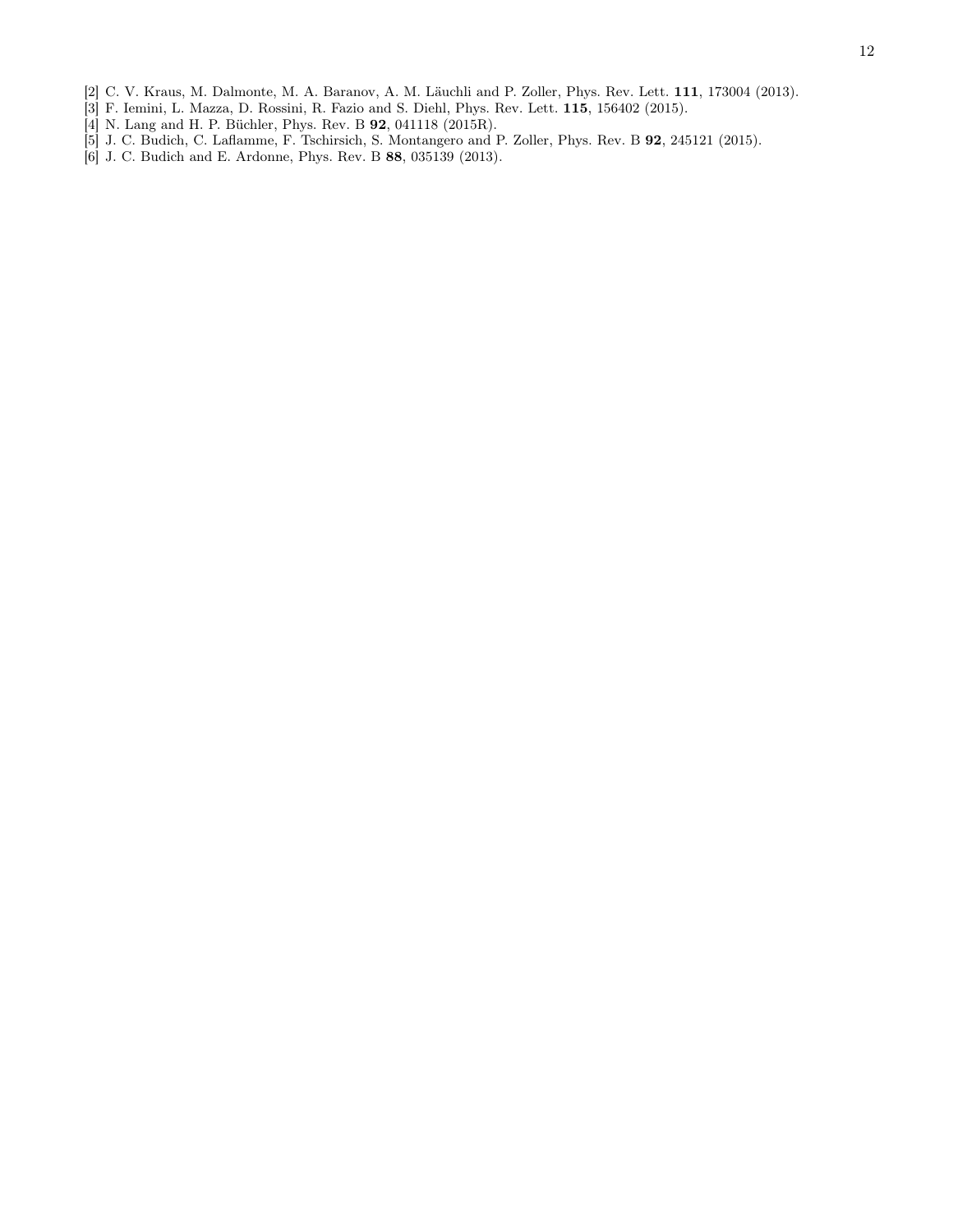[2] C. V. Kraus, M. Dalmonte, M. A. Baranov, A. M. Läuchli and P. Zoller, Phys. Rev. Lett. **111**, 173004 (2013).
[3] F. Iemini, L. Mazza, D. Rossini, R. Fazio and S. Diehl, Phys. Rev. Lett. **115**, 156402 (2015).
[4] N. Lang and H. P. Büchler, Phys. Rev. B **92**, 041118 (2015R).
[5] J. C. Budich, C. Laflamme, F. Tschirsich, S. Montangero and P. Zoller, Phys. Rev. B **92**, 245121 (2015).
[6] J. C. Budich and E. Ardonne, Phys. Rev. B **88**, 035139 (2013).